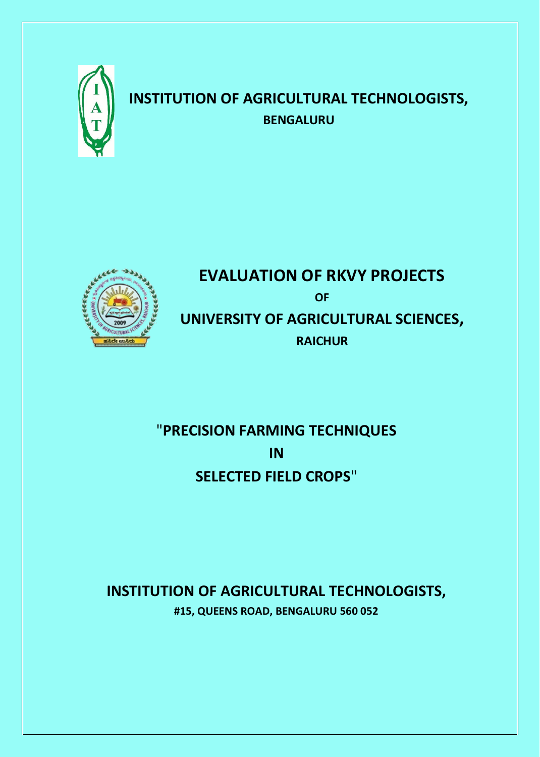# INSTITUTION OF AGRICULTURAL TECHNOLOGISTS,

**BENGALURU**

# EVALUATION OF RKVY PROJECTS

**OF**

## UNIVERSITY OF AGRICULTURAL SCIENCES,

**RAICHUR**

## "PRECISION FARMING TECHNIQUES IN SELECTED FIELD CROPS"

## INSTITUTION OF AGRICULTURAL TECHNOLOGISTS,

**#15, QUEENS ROAD, BENGALURU 560 052**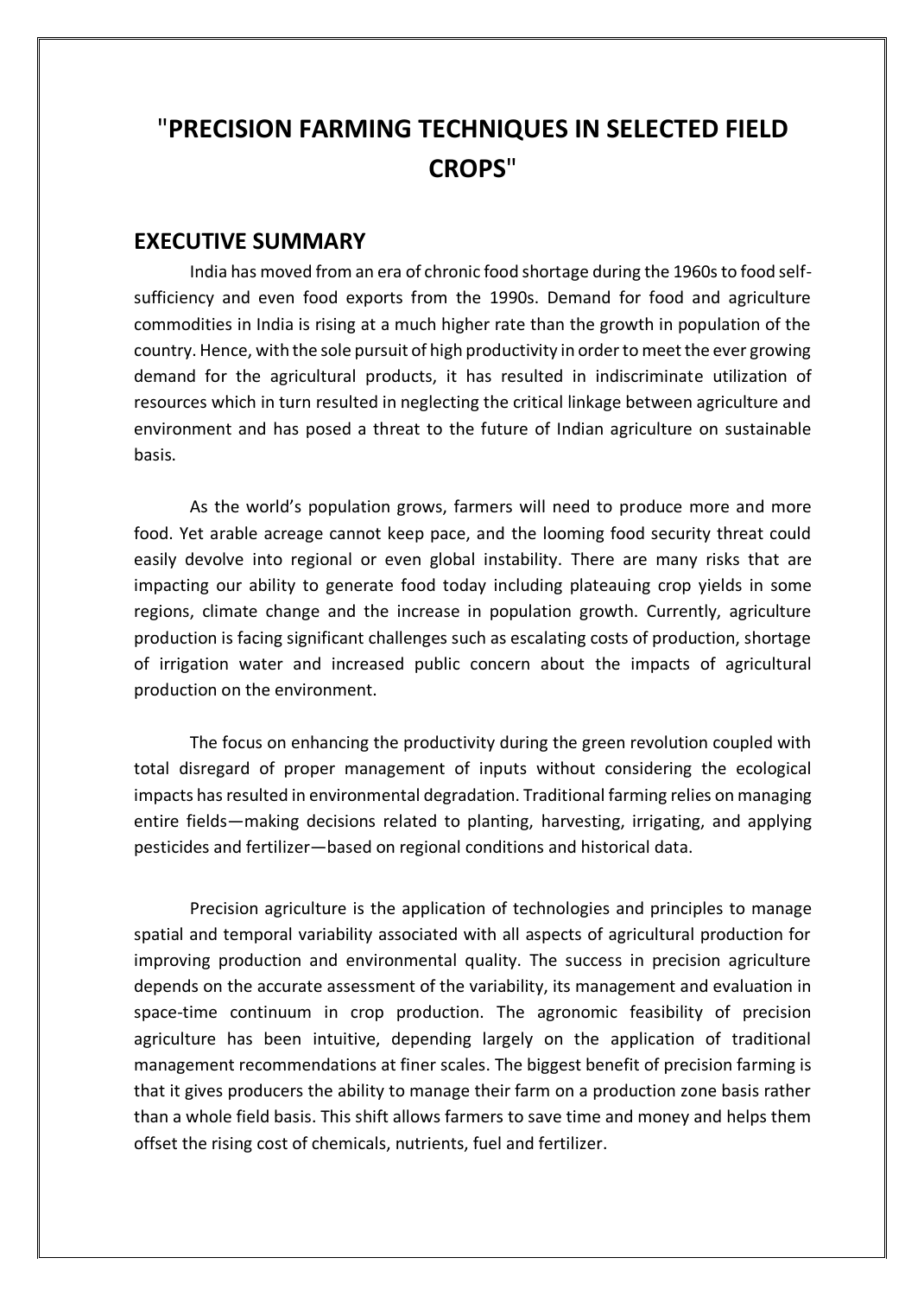# "PRECISION FARMING TECHNIQUES IN SELECTED FIELD CROPS"

## EXECUTIVE SUMMARY

India has moved from an era of chronic food shortage during the 1960s to food self-sufficiency and even food exports from the 1990s. Demand for food and agriculture commodities in India is rising at a much higher rate than the growth in population of the country. Hence, with the sole pursuit of high productivity in order to meet the ever growing demand for the agricultural products, it has resulted in indiscriminate utilization of resources which in turn resulted in neglecting the critical linkage between agriculture and environment and has posed a threat to the future of Indian agriculture on sustainable basis.

As the world's population grows, farmers will need to produce more and more food. Yet arable acreage cannot keep pace, and the looming food security threat could easily devolve into regional or even global instability. There are many risks that are impacting our ability to generate food today including plateauing crop yields in some regions, climate change and the increase in population growth. Currently, agriculture production is facing significant challenges such as escalating costs of production, shortage of irrigation water and increased public concern about the impacts of agricultural production on the environment.

The focus on enhancing the productivity during the green revolution coupled with total disregard of proper management of inputs without considering the ecological impacts has resulted in environmental degradation. Traditional farming relies on managing entire fields—making decisions related to planting, harvesting, irrigating, and applying pesticides and fertilizer—based on regional conditions and historical data.

Precision agriculture is the application of technologies and principles to manage spatial and temporal variability associated with all aspects of agricultural production for improving production and environmental quality. The success in precision agriculture depends on the accurate assessment of the variability, its management and evaluation in space-time continuum in crop production. The agronomic feasibility of precision agriculture has been intuitive, depending largely on the application of traditional management recommendations at finer scales. The biggest benefit of precision farming is that it gives producers the ability to manage their farm on a production zone basis rather than a whole field basis. This shift allows farmers to save time and money and helps them offset the rising cost of chemicals, nutrients, fuel and fertilizer.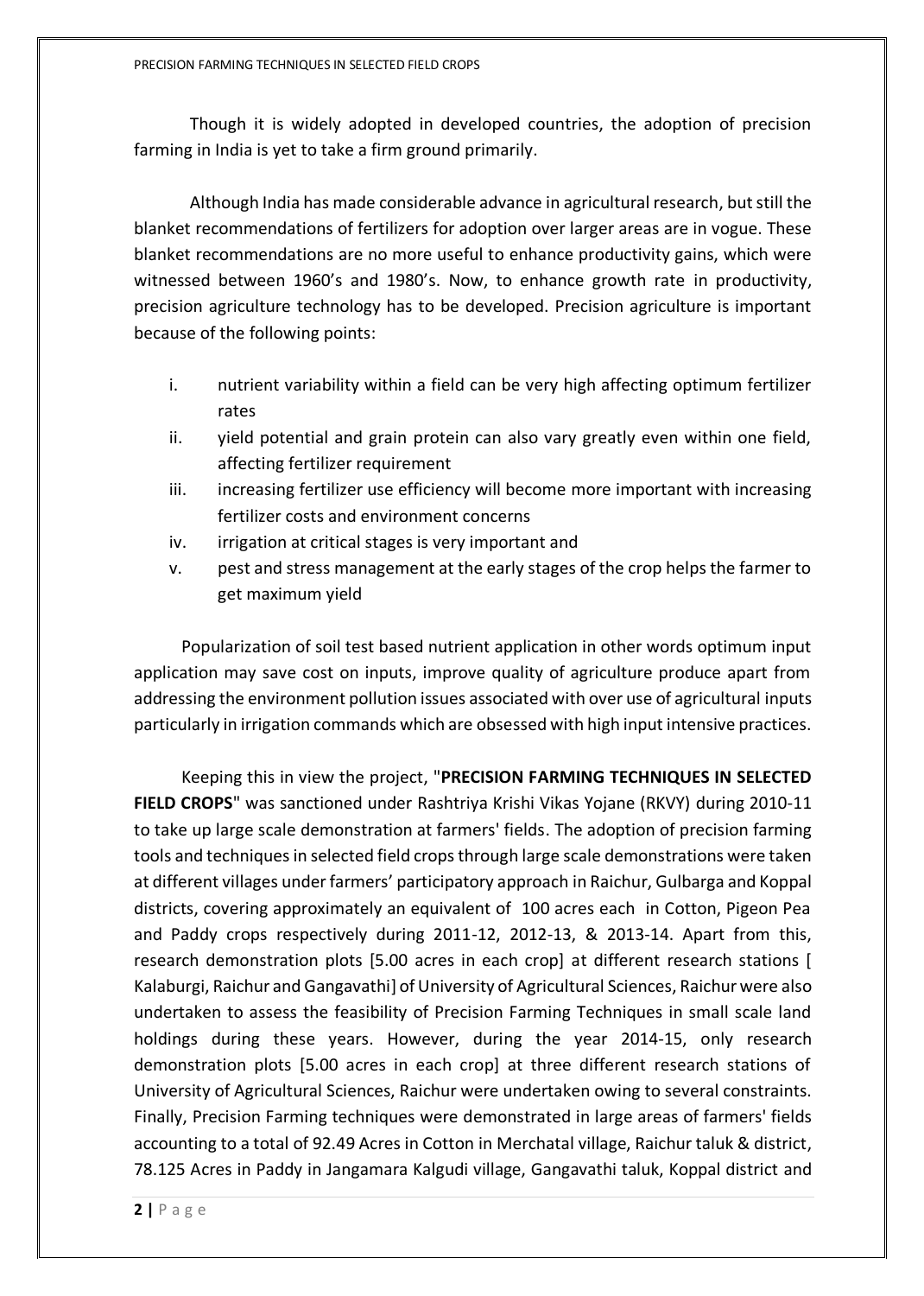Though it is widely adopted in developed countries, the adoption of precision farming in India is yet to take a firm ground primarily.

Although India has made considerable advance in agricultural research, but still the blanket recommendations of fertilizers for adoption over larger areas are in vogue. These blanket recommendations are no more useful to enhance productivity gains, which were witnessed between 1960's and 1980's. Now, to enhance growth rate in productivity, precision agriculture technology has to be developed. Precision agriculture is important because of the following points:

i. nutrient variability within a field can be very high affecting optimum fertilizer rates
ii. yield potential and grain protein can also vary greatly even within one field, affecting fertilizer requirement
iii. increasing fertilizer use efficiency will become more important with increasing fertilizer costs and environment concerns
iv. irrigation at critical stages is very important and
v. pest and stress management at the early stages of the crop helps the farmer to get maximum yield

Popularization of soil test based nutrient application in other words optimum input application may save cost on inputs, improve quality of agriculture produce apart from addressing the environment pollution issues associated with over use of agricultural inputs particularly in irrigation commands which are obsessed with high input intensive practices.

Keeping this in view the project, "**PRECISION FARMING TECHNIQUES IN SELECTED FIELD CROPS**" was sanctioned under Rashtriya Krishi Vikas Yojane (RKVY) during 2010-11 to take up large scale demonstration at farmers' fields. The adoption of precision farming tools and techniques in selected field crops through large scale demonstrations were taken at different villages under farmers' participatory approach in Raichur, Gulbarga and Koppal districts, covering approximately an equivalent of 100 acres each in Cotton, Pigeon Pea and Paddy crops respectively during 2011-12, 2012-13, & 2013-14. Apart from this, research demonstration plots [5.00 acres in each crop] at different research stations [ Kalaburgi, Raichur and Gangavathi] of University of Agricultural Sciences, Raichur were also undertaken to assess the feasibility of Precision Farming Techniques in small scale land holdings during these years. However, during the year 2014-15, only research demonstration plots [5.00 acres in each crop] at three different research stations of University of Agricultural Sciences, Raichur were undertaken owing to several constraints. Finally, Precision Farming techniques were demonstrated in large areas of farmers' fields accounting to a total of 92.49 Acres in Cotton in Merchatal village, Raichur taluk & district, 78.125 Acres in Paddy in Jangamara Kalgudi village, Gangavathi taluk, Koppal district and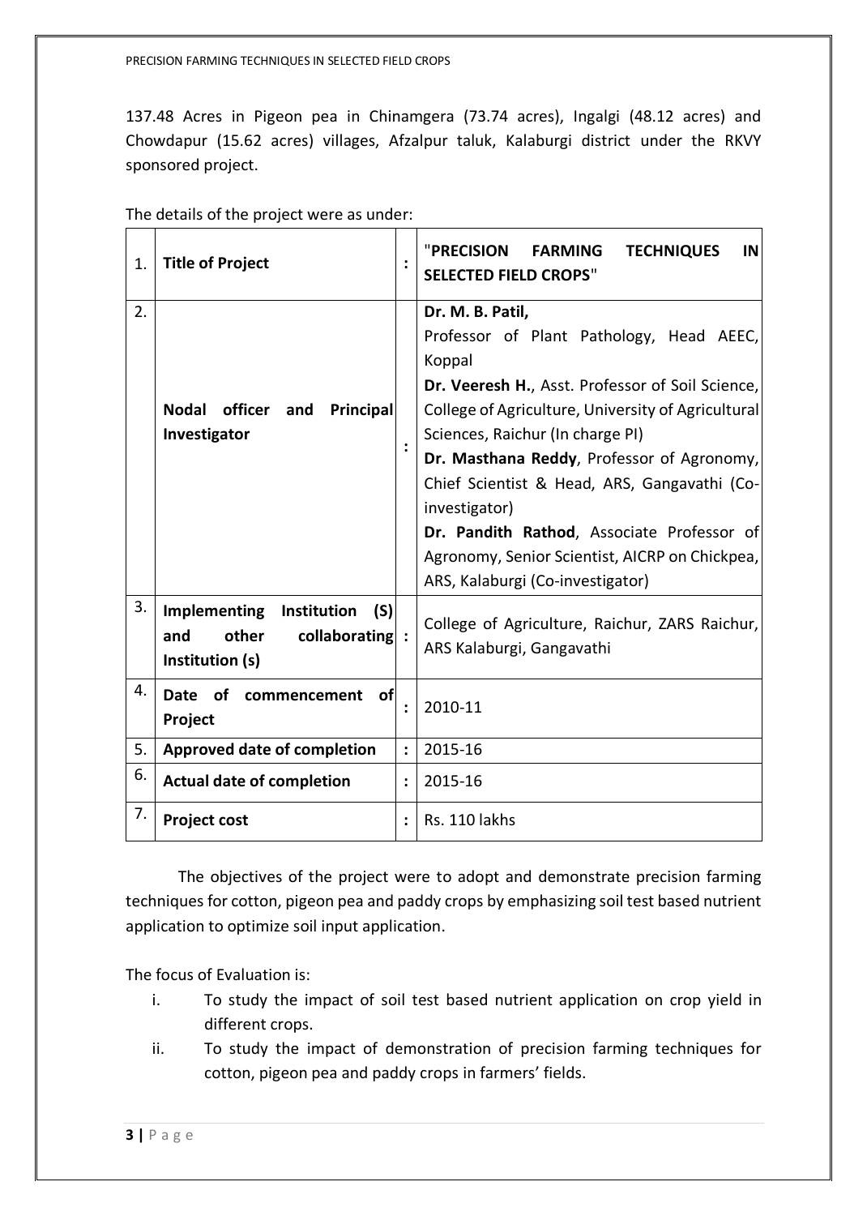137.48 Acres in Pigeon pea in Chinamgera (73.74 acres), Ingalgi (48.12 acres) and Chowdapur (15.62 acres) villages, Afzalpur taluk, Kalaburgi district under the RKVY sponsored project.

The details of the project were as under:

| | | | |
|---|---|---|---|
| 1. | **Title of Project** | : | "**PRECISION FARMING TECHNIQUES IN SELECTED FIELD CROPS**" |
| 2. | **Nodal officer and Principal Investigator** | : | **Dr. M. B. Patil,** Professor of Plant Pathology, Head AEEC, Koppal<br>**Dr. Veeresh H.**, Asst. Professor of Soil Science, College of Agriculture, University of Agricultural Sciences, Raichur (In charge PI)<br>**Dr. Masthana Reddy**, Professor of Agronomy, Chief Scientist & Head, ARS, Gangavathi (Co-investigator)<br>**Dr. Pandith Rathod**, Associate Professor of Agronomy, Senior Scientist, AICRP on Chickpea, ARS, Kalaburgi (Co-investigator) |
| 3. | **Implementing Institution (S) and other collaborating Institution (s)** | : | College of Agriculture, Raichur, ZARS Raichur, ARS Kalaburgi, Gangavathi |
| 4. | **Date of commencement of Project** | : | 2010-11 |
| 5. | **Approved date of completion** | : | 2015-16 |
| 6. | **Actual date of completion** | : | 2015-16 |
| 7. | **Project cost** | : | Rs. 110 lakhs |

The objectives of the project were to adopt and demonstrate precision farming techniques for cotton, pigeon pea and paddy crops by emphasizing soil test based nutrient application to optimize soil input application.

The focus of Evaluation is:

i. To study the impact of soil test based nutrient application on crop yield in different crops.
ii. To study the impact of demonstration of precision farming techniques for cotton, pigeon pea and paddy crops in farmers' fields.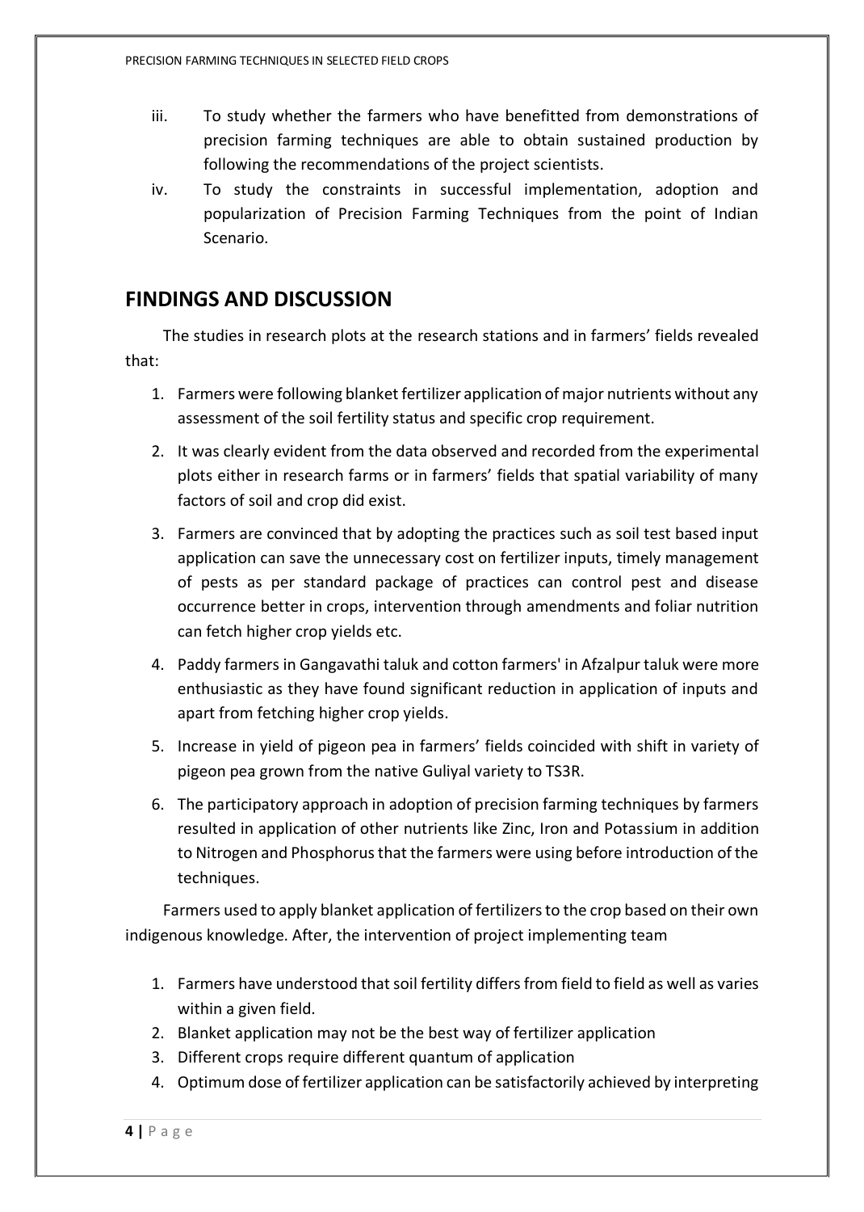iii. To study whether the farmers who have benefitted from demonstrations of precision farming techniques are able to obtain sustained production by following the recommendations of the project scientists.

iv. To study the constraints in successful implementation, adoption and popularization of Precision Farming Techniques from the point of Indian Scenario.

## FINDINGS AND DISCUSSION

The studies in research plots at the research stations and in farmers' fields revealed that:

1. Farmers were following blanket fertilizer application of major nutrients without any assessment of the soil fertility status and specific crop requirement.
2. It was clearly evident from the data observed and recorded from the experimental plots either in research farms or in farmers' fields that spatial variability of many factors of soil and crop did exist.
3. Farmers are convinced that by adopting the practices such as soil test based input application can save the unnecessary cost on fertilizer inputs, timely management of pests as per standard package of practices can control pest and disease occurrence better in crops, intervention through amendments and foliar nutrition can fetch higher crop yields etc.
4. Paddy farmers in Gangavathi taluk and cotton farmers' in Afzalpur taluk were more enthusiastic as they have found significant reduction in application of inputs and apart from fetching higher crop yields.
5. Increase in yield of pigeon pea in farmers' fields coincided with shift in variety of pigeon pea grown from the native Guliyal variety to TS3R.
6. The participatory approach in adoption of precision farming techniques by farmers resulted in application of other nutrients like Zinc, Iron and Potassium in addition to Nitrogen and Phosphorus that the farmers were using before introduction of the techniques.

Farmers used to apply blanket application of fertilizers to the crop based on their own indigenous knowledge. After, the intervention of project implementing team

1. Farmers have understood that soil fertility differs from field to field as well as varies within a given field.
2. Blanket application may not be the best way of fertilizer application
3. Different crops require different quantum of application
4. Optimum dose of fertilizer application can be satisfactorily achieved by interpreting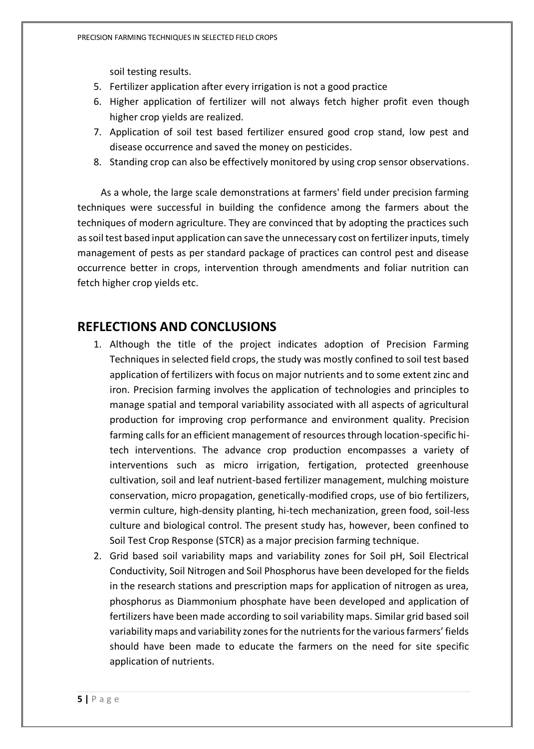soil testing results.

5. Fertilizer application after every irrigation is not a good practice
6. Higher application of fertilizer will not always fetch higher profit even though higher crop yields are realized.
7. Application of soil test based fertilizer ensured good crop stand, low pest and disease occurrence and saved the money on pesticides.
8. Standing crop can also be effectively monitored by using crop sensor observations.

As a whole, the large scale demonstrations at farmers' field under precision farming techniques were successful in building the confidence among the farmers about the techniques of modern agriculture. They are convinced that by adopting the practices such as soil test based input application can save the unnecessary cost on fertilizer inputs, timely management of pests as per standard package of practices can control pest and disease occurrence better in crops, intervention through amendments and foliar nutrition can fetch higher crop yields etc.

## REFLECTIONS AND CONCLUSIONS

1. Although the title of the project indicates adoption of Precision Farming Techniques in selected field crops, the study was mostly confined to soil test based application of fertilizers with focus on major nutrients and to some extent zinc and iron. Precision farming involves the application of technologies and principles to manage spatial and temporal variability associated with all aspects of agricultural production for improving crop performance and environment quality. Precision farming calls for an efficient management of resources through location-specific hi-tech interventions. The advance crop production encompasses a variety of interventions such as micro irrigation, fertigation, protected greenhouse cultivation, soil and leaf nutrient-based fertilizer management, mulching moisture conservation, micro propagation, genetically-modified crops, use of bio fertilizers, vermin culture, high-density planting, hi-tech mechanization, green food, soil-less culture and biological control. The present study has, however, been confined to Soil Test Crop Response (STCR) as a major precision farming technique.
2. Grid based soil variability maps and variability zones for Soil pH, Soil Electrical Conductivity, Soil Nitrogen and Soil Phosphorus have been developed for the fields in the research stations and prescription maps for application of nitrogen as urea, phosphorus as Diammonium phosphate have been developed and application of fertilizers have been made according to soil variability maps. Similar grid based soil variability maps and variability zones for the nutrients for the various farmers' fields should have been made to educate the farmers on the need for site specific application of nutrients.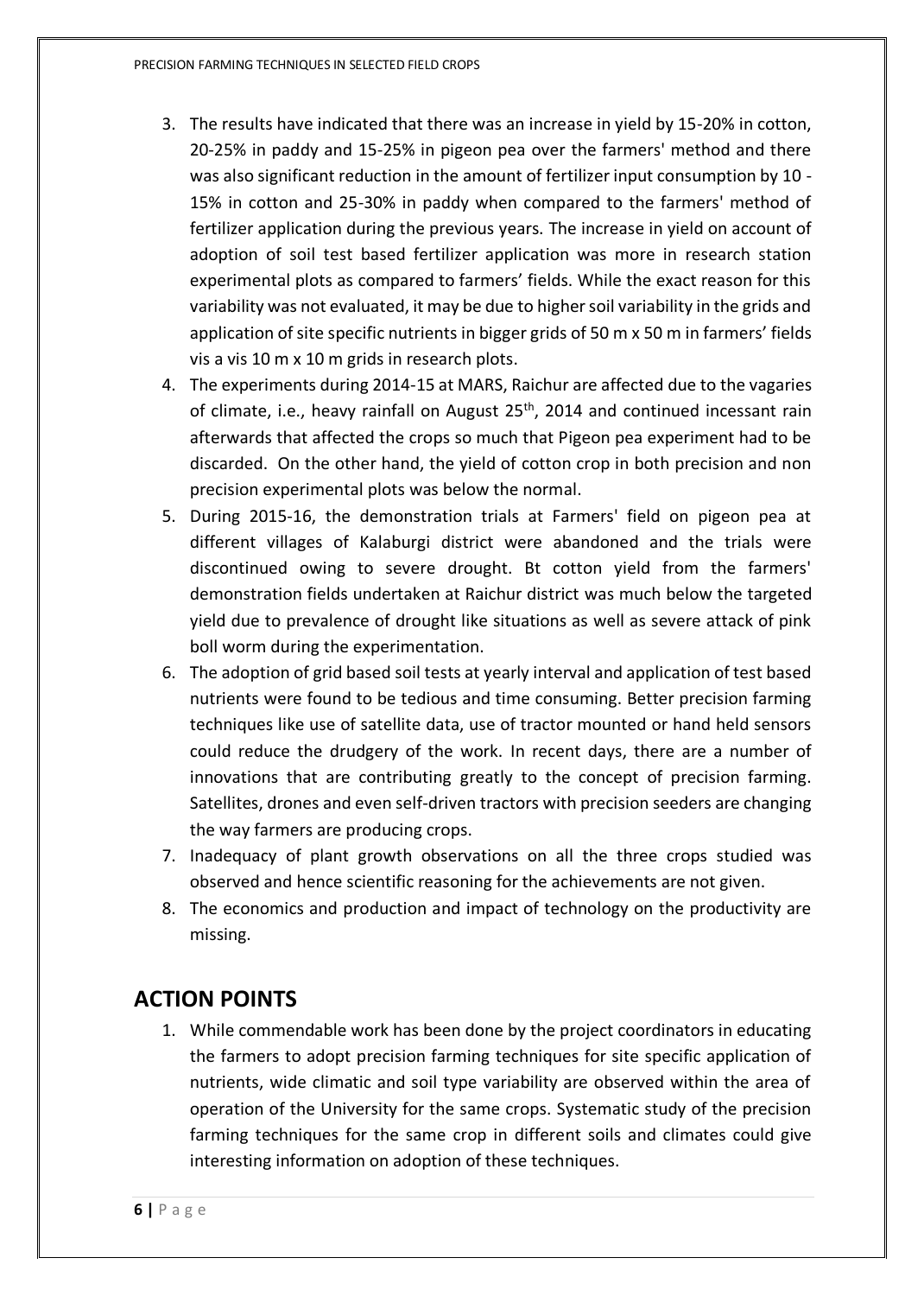3. The results have indicated that there was an increase in yield by 15-20% in cotton, 20-25% in paddy and 15-25% in pigeon pea over the farmers' method and there was also significant reduction in the amount of fertilizer input consumption by 10 - 15% in cotton and 25-30% in paddy when compared to the farmers' method of fertilizer application during the previous years. The increase in yield on account of adoption of soil test based fertilizer application was more in research station experimental plots as compared to farmers' fields. While the exact reason for this variability was not evaluated, it may be due to higher soil variability in the grids and application of site specific nutrients in bigger grids of 50 m x 50 m in farmers' fields vis a vis 10 m x 10 m grids in research plots.
4. The experiments during 2014-15 at MARS, Raichur are affected due to the vagaries of climate, i.e., heavy rainfall on August 25th, 2014 and continued incessant rain afterwards that affected the crops so much that Pigeon pea experiment had to be discarded. On the other hand, the yield of cotton crop in both precision and non precision experimental plots was below the normal.
5. During 2015-16, the demonstration trials at Farmers' field on pigeon pea at different villages of Kalaburgi district were abandoned and the trials were discontinued owing to severe drought. Bt cotton yield from the farmers' demonstration fields undertaken at Raichur district was much below the targeted yield due to prevalence of drought like situations as well as severe attack of pink boll worm during the experimentation.
6. The adoption of grid based soil tests at yearly interval and application of test based nutrients were found to be tedious and time consuming. Better precision farming techniques like use of satellite data, use of tractor mounted or hand held sensors could reduce the drudgery of the work. In recent days, there are a number of innovations that are contributing greatly to the concept of precision farming. Satellites, drones and even self-driven tractors with precision seeders are changing the way farmers are producing crops.
7. Inadequacy of plant growth observations on all the three crops studied was observed and hence scientific reasoning for the achievements are not given.
8. The economics and production and impact of technology on the productivity are missing.

## ACTION POINTS

1. While commendable work has been done by the project coordinators in educating the farmers to adopt precision farming techniques for site specific application of nutrients, wide climatic and soil type variability are observed within the area of operation of the University for the same crops. Systematic study of the precision farming techniques for the same crop in different soils and climates could give interesting information on adoption of these techniques.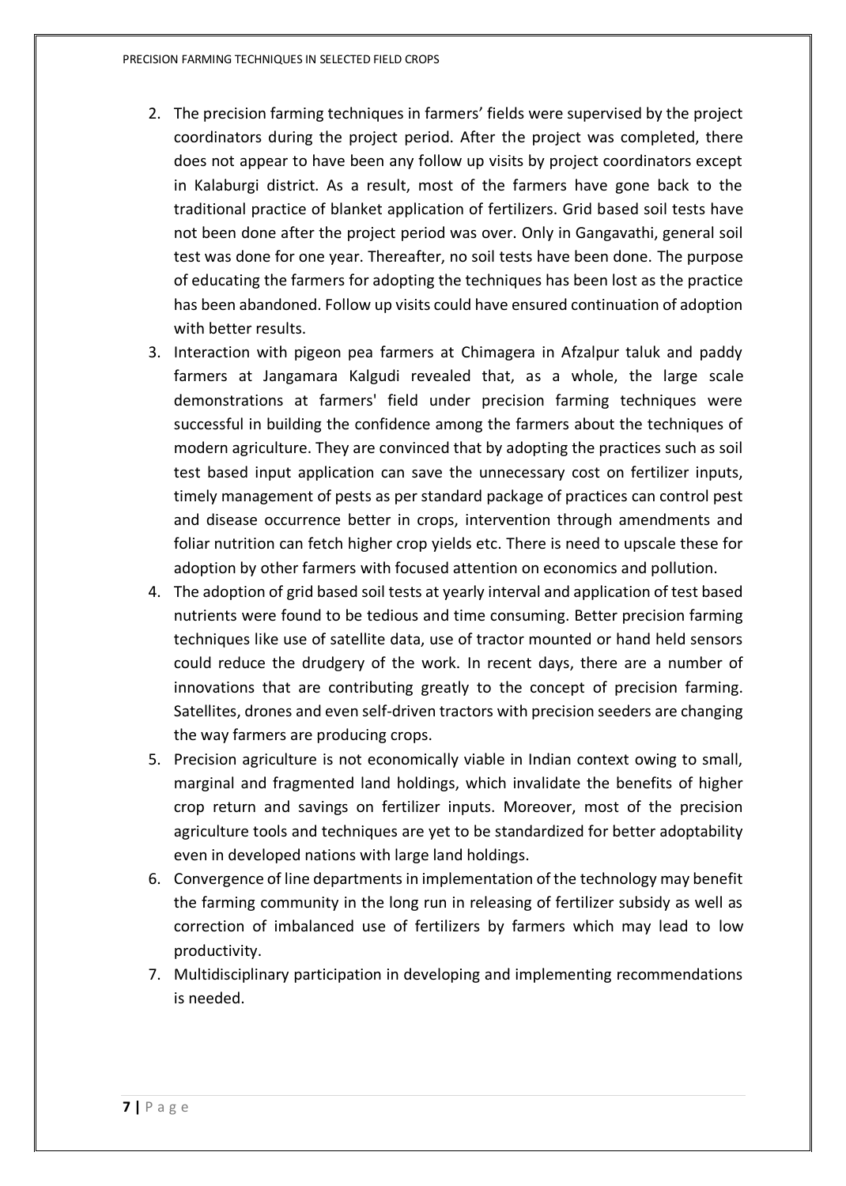2. The precision farming techniques in farmers' fields were supervised by the project coordinators during the project period. After the project was completed, there does not appear to have been any follow up visits by project coordinators except in Kalaburgi district. As a result, most of the farmers have gone back to the traditional practice of blanket application of fertilizers. Grid based soil tests have not been done after the project period was over. Only in Gangavathi, general soil test was done for one year. Thereafter, no soil tests have been done. The purpose of educating the farmers for adopting the techniques has been lost as the practice has been abandoned. Follow up visits could have ensured continuation of adoption with better results.
3. Interaction with pigeon pea farmers at Chimagera in Afzalpur taluk and paddy farmers at Jangamara Kalgudi revealed that, as a whole, the large scale demonstrations at farmers' field under precision farming techniques were successful in building the confidence among the farmers about the techniques of modern agriculture. They are convinced that by adopting the practices such as soil test based input application can save the unnecessary cost on fertilizer inputs, timely management of pests as per standard package of practices can control pest and disease occurrence better in crops, intervention through amendments and foliar nutrition can fetch higher crop yields etc. There is need to upscale these for adoption by other farmers with focused attention on economics and pollution.
4. The adoption of grid based soil tests at yearly interval and application of test based nutrients were found to be tedious and time consuming. Better precision farming techniques like use of satellite data, use of tractor mounted or hand held sensors could reduce the drudgery of the work. In recent days, there are a number of innovations that are contributing greatly to the concept of precision farming. Satellites, drones and even self-driven tractors with precision seeders are changing the way farmers are producing crops.
5. Precision agriculture is not economically viable in Indian context owing to small, marginal and fragmented land holdings, which invalidate the benefits of higher crop return and savings on fertilizer inputs. Moreover, most of the precision agriculture tools and techniques are yet to be standardized for better adoptability even in developed nations with large land holdings.
6. Convergence of line departments in implementation of the technology may benefit the farming community in the long run in releasing of fertilizer subsidy as well as correction of imbalanced use of fertilizers by farmers which may lead to low productivity.
7. Multidisciplinary participation in developing and implementing recommendations is needed.